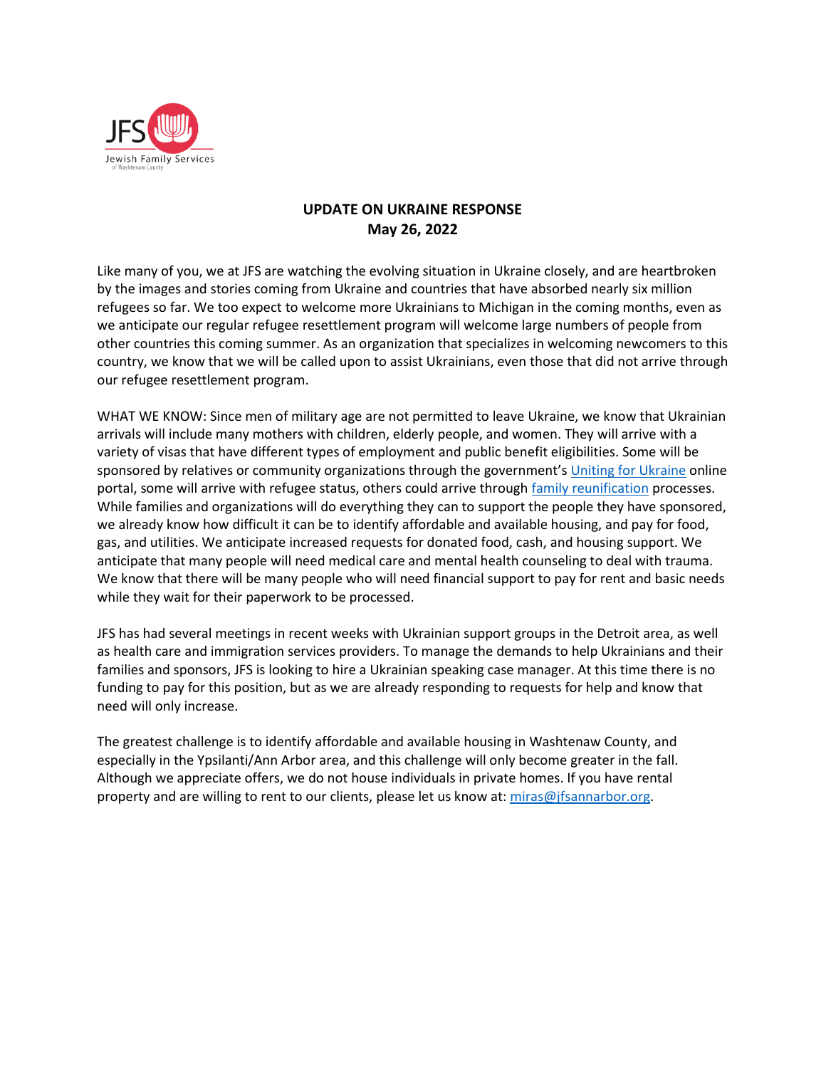JFS
Jewish Family Services
of Washtenaw County

# UPDATE ON UKRAINE RESPONSE
**May 26, 2022**

Like many of you, we at JFS are watching the evolving situation in Ukraine closely, and are heartbroken by the images and stories coming from Ukraine and countries that have absorbed nearly six million refugees so far. We too expect to welcome more Ukrainians to Michigan in the coming months, even as we anticipate our regular refugee resettlement program will welcome large numbers of people from other countries this coming summer. As an organization that specializes in welcoming newcomers to this country, we know that we will be called upon to assist Ukrainians, even those that did not arrive through our refugee resettlement program.

WHAT WE KNOW: Since men of military age are not permitted to leave Ukraine, we know that Ukrainian arrivals will include many mothers with children, elderly people, and women. They will arrive with a variety of visas that have different types of employment and public benefit eligibilities. Some will be sponsored by relatives or community organizations through the government's Uniting for Ukraine online portal, some will arrive with refugee status, others could arrive through family reunification processes. While families and organizations will do everything they can to support the people they have sponsored, we already know how difficult it can be to identify affordable and available housing, and pay for food, gas, and utilities. We anticipate increased requests for donated food, cash, and housing support. We anticipate that many people will need medical care and mental health counseling to deal with trauma. We know that there will be many people who will need financial support to pay for rent and basic needs while they wait for their paperwork to be processed.

JFS has had several meetings in recent weeks with Ukrainian support groups in the Detroit area, as well as health care and immigration services providers. To manage the demands to help Ukrainians and their families and sponsors, JFS is looking to hire a Ukrainian speaking case manager. At this time there is no funding to pay for this position, but as we are already responding to requests for help and know that need will only increase.

The greatest challenge is to identify affordable and available housing in Washtenaw County, and especially in the Ypsilanti/Ann Arbor area, and this challenge will only become greater in the fall. Although we appreciate offers, we do not house individuals in private homes. If you have rental property and are willing to rent to our clients, please let us know at: miras@jfsannarbor.org.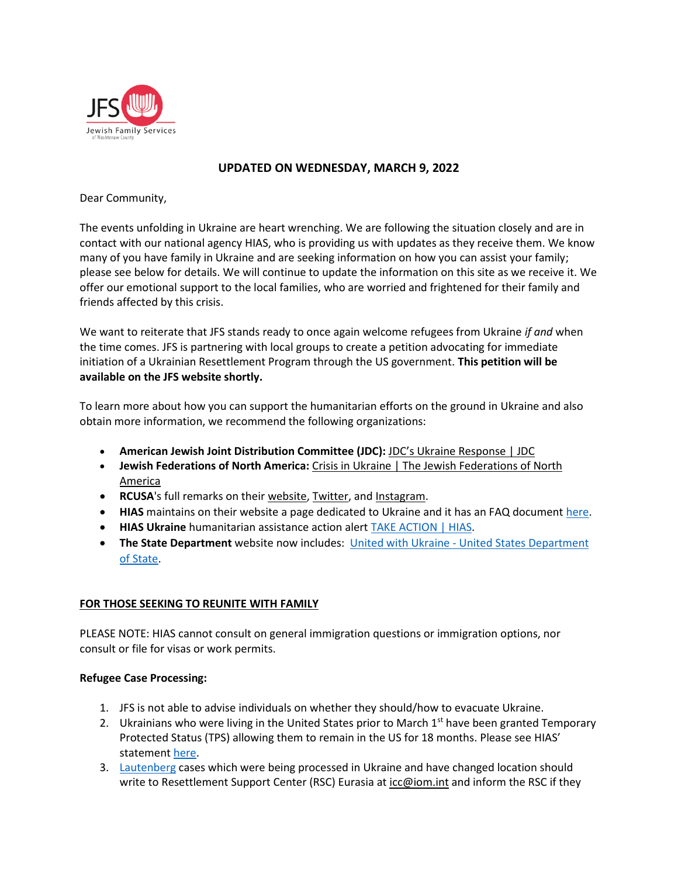**UPDATED ON WEDNESDAY, MARCH 9, 2022**

Dear Community,

The events unfolding in Ukraine are heart wrenching. We are following the situation closely and are in contact with our national agency HIAS, who is providing us with updates as they receive them. We know many of you have family in Ukraine and are seeking information on how you can assist your family; please see below for details. We will continue to update the information on this site as we receive it. We offer our emotional support to the local families, who are worried and frightened for their family and friends affected by this crisis.

We want to reiterate that JFS stands ready to once again welcome refugees from Ukraine *if and* when the time comes. JFS is partnering with local groups to create a petition advocating for immediate initiation of a Ukrainian Resettlement Program through the US government. **This petition will be available on the JFS website shortly.**

To learn more about how you can support the humanitarian efforts on the ground in Ukraine and also obtain more information, we recommend the following organizations:

- **American Jewish Joint Distribution Committee (JDC):** JDC's Ukraine Response | JDC
- **Jewish Federations of North America:** Crisis in Ukraine | The Jewish Federations of North America
- **RCUSA**'s full remarks on their website, Twitter, and Instagram.
- **HIAS** maintains on their website a page dedicated to Ukraine and it has an FAQ document here.
- **HIAS Ukraine** humanitarian assistance action alert TAKE ACTION | HIAS.
- **The State Department** website now includes: United with Ukraine - United States Department of State.

## FOR THOSE SEEKING TO REUNITE WITH FAMILY

PLEASE NOTE: HIAS cannot consult on general immigration questions or immigration options, nor consult or file for visas or work permits.

### Refugee Case Processing:

1. JFS is not able to advise individuals on whether they should/how to evacuate Ukraine.
2. Ukrainians who were living in the United States prior to March 1st have been granted Temporary Protected Status (TPS) allowing them to remain in the US for 18 months. Please see HIAS' statement here.
3. Lautenberg cases which were being processed in Ukraine and have changed location should write to Resettlement Support Center (RSC) Eurasia at icc@iom.int and inform the RSC if they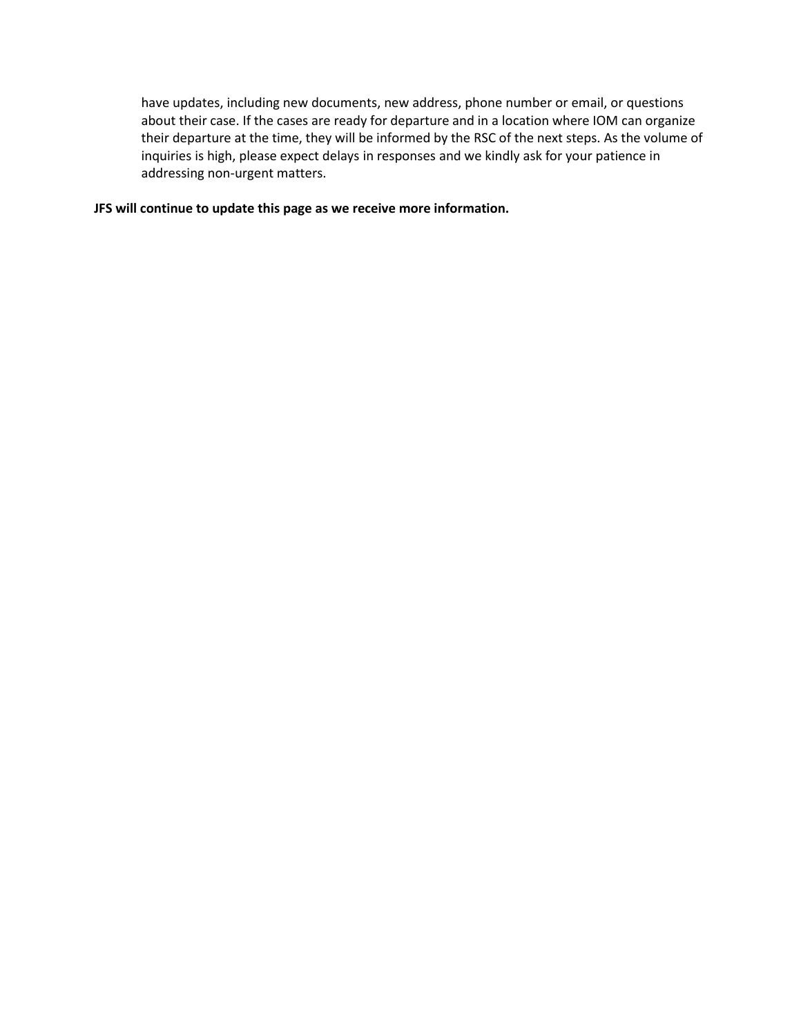have updates, including new documents, new address, phone number or email, or questions about their case. If the cases are ready for departure and in a location where IOM can organize their departure at the time, they will be informed by the RSC of the next steps. As the volume of inquiries is high, please expect delays in responses and we kindly ask for your patience in addressing non-urgent matters.

**JFS will continue to update this page as we receive more information.**